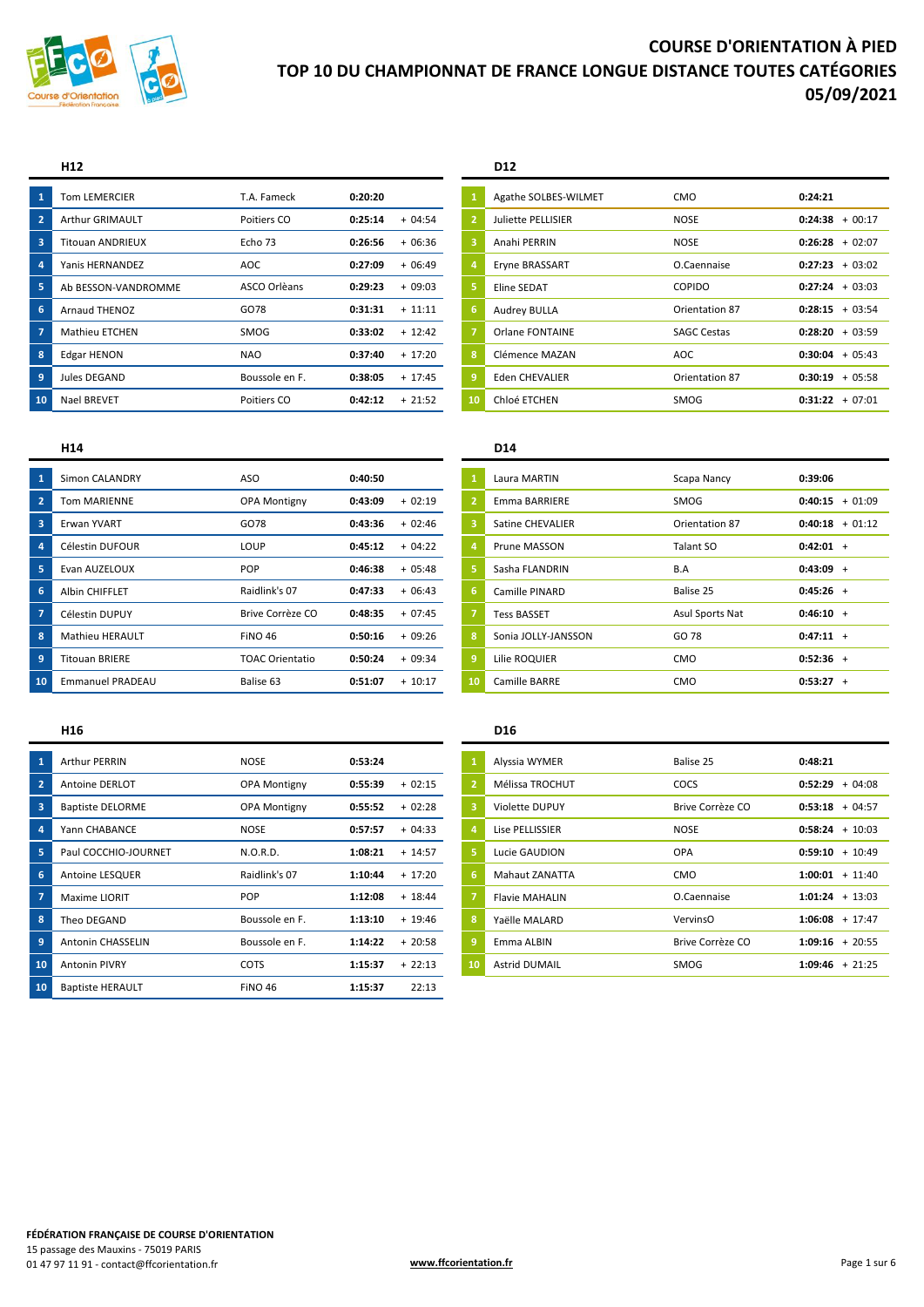# COURSE D'ORIENTATION À PIED
# TOP 10 DU CHAMPIONNAT DE FRANCE LONGUE DISTANCE TOUTES CATÉGORIES
# 05/09/2021

## H12

| | Nom | Club | Temps | Écart |
|---|---|---|---|---|
| 1 | Tom LEMERCIER | T.A. Fameck | **0:20:20** | |
| 2 | Arthur GRIMAULT | Poitiers CO | **0:25:14** | + 04:54 |
| 3 | Titouan ANDRIEUX | Echo 73 | **0:26:56** | + 06:36 |
| 4 | Yanis HERNANDEZ | AOC | **0:27:09** | + 06:49 |
| 5 | Ab BESSON-VANDROMME | ASCO Orlèans | **0:29:23** | + 09:03 |
| 6 | Arnaud THENOZ | GO78 | **0:31:31** | + 11:11 |
| 7 | Mathieu ETCHEN | SMOG | **0:33:02** | + 12:42 |
| 8 | Edgar HENON | NAO | **0:37:40** | + 17:20 |
| 9 | Jules DEGAND | Boussole en F. | **0:38:05** | + 17:45 |
| 10 | Nael BREVET | Poitiers CO | **0:42:12** | + 21:52 |

## D12

| | Nom | Club | Temps | Écart |
|---|---|---|---|---|
| 1 | Agathe SOLBES-WILMET | CMO | **0:24:21** | |
| 2 | Juliette PELLISIER | NOSE | **0:24:38** | + 00:17 |
| 3 | Anahi PERRIN | NOSE | **0:26:28** | + 02:07 |
| 4 | Eryne BRASSART | O.Caennaise | **0:27:23** | + 03:02 |
| 5 | Eline SEDAT | COPIDO | **0:27:24** | + 03:03 |
| 6 | Audrey BULLA | Orientation 87 | **0:28:15** | + 03:54 |
| 7 | Orlane FONTAINE | SAGC Cestas | **0:28:20** | + 03:59 |
| 8 | Clémence MAZAN | AOC | **0:30:04** | + 05:43 |
| 9 | Eden CHEVALIER | Orientation 87 | **0:30:19** | + 05:58 |
| 10 | Chloé ETCHEN | SMOG | **0:31:22** | + 07:01 |

## H14

| | Nom | Club | Temps | Écart |
|---|---|---|---|---|
| 1 | Simon CALANDRY | ASO | **0:40:50** | |
| 2 | Tom MARIENNE | OPA Montigny | **0:43:09** | + 02:19 |
| 3 | Erwan YVART | GO78 | **0:43:36** | + 02:46 |
| 4 | Célestin DUFOUR | LOUP | **0:45:12** | + 04:22 |
| 5 | Evan AUZELOUX | POP | **0:46:38** | + 05:48 |
| 6 | Albin CHIFFLET | Raidlink's 07 | **0:47:33** | + 06:43 |
| 7 | Célestin DUPUY | Brive Corrèze CO | **0:48:35** | + 07:45 |
| 8 | Mathieu HERAULT | FiNO 46 | **0:50:16** | + 09:26 |
| 9 | Titouan BRIERE | TOAC Orientatio | **0:50:24** | + 09:34 |
| 10 | Emmanuel PRADEAU | Balise 63 | **0:51:07** | + 10:17 |

## D14

| | Nom | Club | Temps | Écart |
|---|---|---|---|---|
| 1 | Laura MARTIN | Scapa Nancy | **0:39:06** | |
| 2 | Emma BARRIERE | SMOG | **0:40:15** | + 01:09 |
| 3 | Satine CHEVALIER | Orientation 87 | **0:40:18** | + 01:12 |
| 4 | Prune MASSON | Talant SO | **0:42:01** | + |
| 5 | Sasha FLANDRIN | B.A | **0:43:09** | + |
| 6 | Camille PINARD | Balise 25 | **0:45:26** | + |
| 7 | Tess BASSET | Asul Sports Nat | **0:46:10** | + |
| 8 | Sonia JOLLY-JANSSON | GO 78 | **0:47:11** | + |
| 9 | Lilie ROQUIER | CMO | **0:52:36** | + |
| 10 | Camille BARRE | CMO | **0:53:27** | + |

## H16

| | Nom | Club | Temps | Écart |
|---|---|---|---|---|
| 1 | Arthur PERRIN | NOSE | **0:53:24** | |
| 2 | Antoine DERLOT | OPA Montigny | **0:55:39** | + 02:15 |
| 3 | Baptiste DELORME | OPA Montigny | **0:55:52** | + 02:28 |
| 4 | Yann CHABANCE | NOSE | **0:57:57** | + 04:33 |
| 5 | Paul COCCHIO-JOURNET | N.O.R.D. | **1:08:21** | + 14:57 |
| 6 | Antoine LESQUER | Raidlink's 07 | **1:10:44** | + 17:20 |
| 7 | Maxime LIORIT | POP | **1:12:08** | + 18:44 |
| 8 | Theo DEGAND | Boussole en F. | **1:13:10** | + 19:46 |
| 9 | Antonin CHASSELIN | Boussole en F. | **1:14:22** | + 20:58 |
| 10 | Antonin PIVRY | COTS | **1:15:37** | + 22:13 |
| 10 | Baptiste HERAULT | FiNO 46 | **1:15:37** | 22:13 |

## D16

| | Nom | Club | Temps | Écart |
|---|---|---|---|---|
| 1 | Alyssia WYMER | Balise 25 | **0:48:21** | |
| 2 | Mélissa TROCHUT | COCS | **0:52:29** | + 04:08 |
| 3 | Violette DUPUY | Brive Corrèze CO | **0:53:18** | + 04:57 |
| 4 | Lise PELLISSIER | NOSE | **0:58:24** | + 10:03 |
| 5 | Lucie GAUDION | OPA | **0:59:10** | + 10:49 |
| 6 | Mahaut ZANATTA | CMO | **1:00:01** | + 11:40 |
| 7 | Flavie MAHALIN | O.Caennaise | **1:01:24** | + 13:03 |
| 8 | Yaëlle MALARD | VervinsO | **1:06:08** | + 17:47 |
| 9 | Emma ALBIN | Brive Corrèze CO | **1:09:16** | + 20:55 |
| 10 | Astrid DUMAIL | SMOG | **1:09:46** | + 21:25 |

**FÉDÉRATION FRANÇAISE DE COURSE D'ORIENTATION**
15 passage des Mauxins - 75019 PARIS
01 47 97 11 91 - contact@ffcorientation.fr

**www.ffcorientation.fr**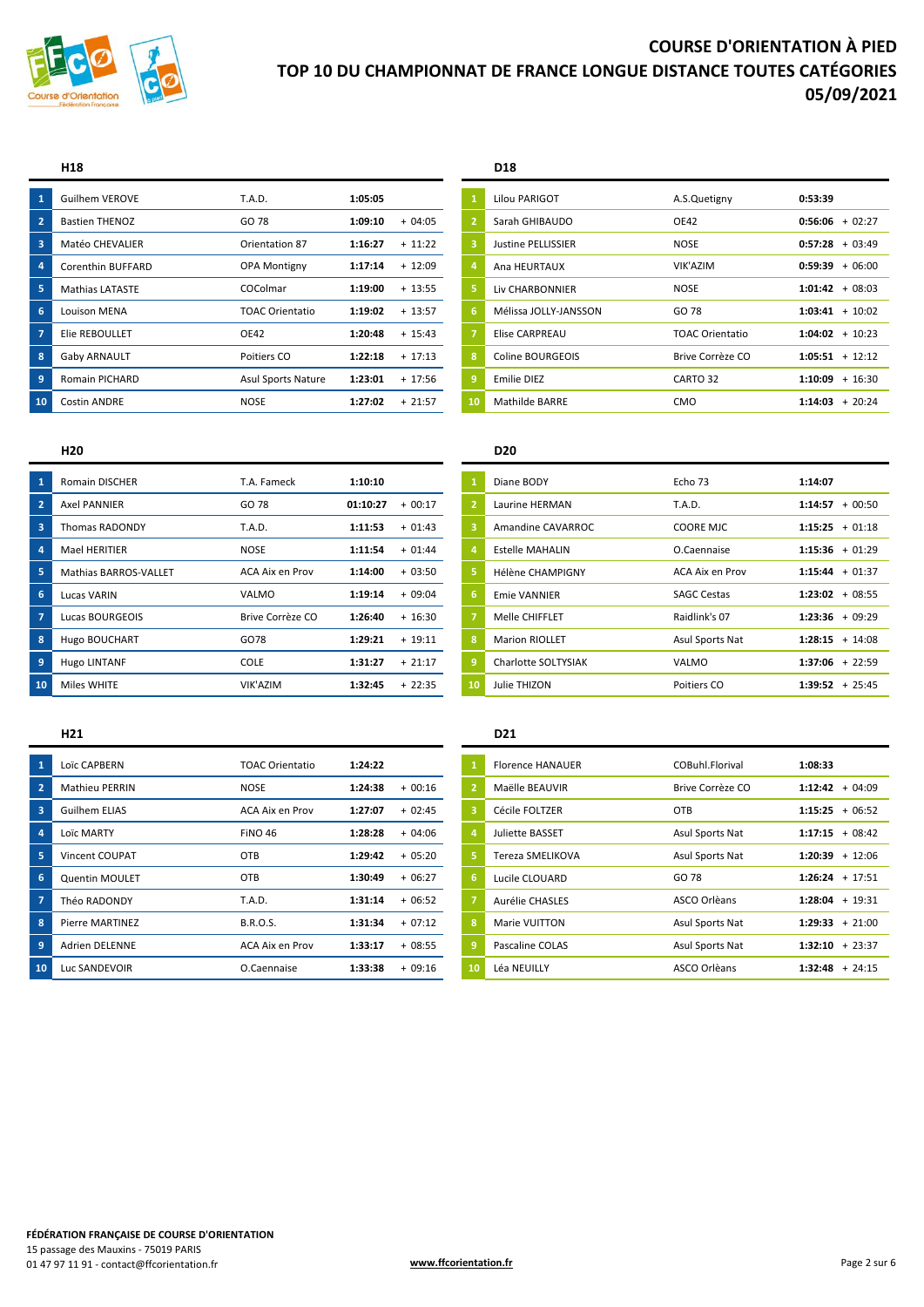# COURSE D'ORIENTATION À PIED
# TOP 10 DU CHAMPIONNAT DE FRANCE LONGUE DISTANCE TOUTES CATÉGORIES
# 05/09/2021

### H18

| | Nom | Club | Temps | Écart |
|---|---|---|---|---|
| 1 | Guilhem VEROVE | T.A.D. | **1:05:05** | |
| 2 | Bastien THENOZ | GO 78 | **1:09:10** | + 04:05 |
| 3 | Matéo CHEVALIER | Orientation 87 | **1:16:27** | + 11:22 |
| 4 | Corenthin BUFFARD | OPA Montigny | **1:17:14** | + 12:09 |
| 5 | Mathias LATASTE | COColmar | **1:19:00** | + 13:55 |
| 6 | Louison MENA | TOAC Orientatio | **1:19:02** | + 13:57 |
| 7 | Elie REBOULLET | OE42 | **1:20:48** | + 15:43 |
| 8 | Gaby ARNAULT | Poitiers CO | **1:22:18** | + 17:13 |
| 9 | Romain PICHARD | Asul Sports Nature | **1:23:01** | + 17:56 |
| 10 | Costin ANDRE | NOSE | **1:27:02** | + 21:57 |

### D18

| | Nom | Club | Temps | Écart |
|---|---|---|---|---|
| 1 | Lilou PARIGOT | A.S.Quetigny | **0:53:39** | |
| 2 | Sarah GHIBAUDO | OE42 | **0:56:06** | + 02:27 |
| 3 | Justine PELLISSIER | NOSE | **0:57:28** | + 03:49 |
| 4 | Ana HEURTAUX | VIK'AZIM | **0:59:39** | + 06:00 |
| 5 | Liv CHARBONNIER | NOSE | **1:01:42** | + 08:03 |
| 6 | Mélissa JOLLY-JANSSON | GO 78 | **1:03:41** | + 10:02 |
| 7 | Elise CARPREAU | TOAC Orientatio | **1:04:02** | + 10:23 |
| 8 | Coline BOURGEOIS | Brive Corrèze CO | **1:05:51** | + 12:12 |
| 9 | Emilie DIEZ | CARTO 32 | **1:10:09** | + 16:30 |
| 10 | Mathilde BARRE | CMO | **1:14:03** | + 20:24 |

### H20

| | Nom | Club | Temps | Écart |
|---|---|---|---|---|
| 1 | Romain DISCHER | T.A. Fameck | **1:10:10** | |
| 2 | Axel PANNIER | GO 78 | **01:10:27** | + 00:17 |
| 3 | Thomas RADONDY | T.A.D. | **1:11:53** | + 01:43 |
| 4 | Mael HERITIER | NOSE | **1:11:54** | + 01:44 |
| 5 | Mathias BARROS-VALLET | ACA Aix en Prov | **1:14:00** | + 03:50 |
| 6 | Lucas VARIN | VALMO | **1:19:14** | + 09:04 |
| 7 | Lucas BOURGEOIS | Brive Corrèze CO | **1:26:40** | + 16:30 |
| 8 | Hugo BOUCHART | GO78 | **1:29:21** | + 19:11 |
| 9 | Hugo LINTANF | COLE | **1:31:27** | + 21:17 |
| 10 | Miles WHITE | VIK'AZIM | **1:32:45** | + 22:35 |

### D20

| | Nom | Club | Temps | Écart |
|---|---|---|---|---|
| 1 | Diane BODY | Echo 73 | **1:14:07** | |
| 2 | Laurine HERMAN | T.A.D. | **1:14:57** | + 00:50 |
| 3 | Amandine CAVARROC | COORE MJC | **1:15:25** | + 01:18 |
| 4 | Estelle MAHALIN | O.Caennaise | **1:15:36** | + 01:29 |
| 5 | Hélène CHAMPIGNY | ACA Aix en Prov | **1:15:44** | + 01:37 |
| 6 | Emie VANNIER | SAGC Cestas | **1:23:02** | + 08:55 |
| 7 | Melle CHIFFLET | Raidlink's 07 | **1:23:36** | + 09:29 |
| 8 | Marion RIOLLET | Asul Sports Nat | **1:28:15** | + 14:08 |
| 9 | Charlotte SOLTYSIAK | VALMO | **1:37:06** | + 22:59 |
| 10 | Julie THIZON | Poitiers CO | **1:39:52** | + 25:45 |

### H21

| | Nom | Club | Temps | Écart |
|---|---|---|---|---|
| 1 | Loïc CAPBERN | TOAC Orientatio | **1:24:22** | |
| 2 | Mathieu PERRIN | NOSE | **1:24:38** | + 00:16 |
| 3 | Guilhem ELIAS | ACA Aix en Prov | **1:27:07** | + 02:45 |
| 4 | Loïc MARTY | FiNO 46 | **1:28:28** | + 04:06 |
| 5 | Vincent COUPAT | OTB | **1:29:42** | + 05:20 |
| 6 | Quentin MOULET | OTB | **1:30:49** | + 06:27 |
| 7 | Théo RADONDY | T.A.D. | **1:31:14** | + 06:52 |
| 8 | Pierre MARTINEZ | B.R.O.S. | **1:31:34** | + 07:12 |
| 9 | Adrien DELENNE | ACA Aix en Prov | **1:33:17** | + 08:55 |
| 10 | Luc SANDEVOIR | O.Caennaise | **1:33:38** | + 09:16 |

### D21

| | Nom | Club | Temps | Écart |
|---|---|---|---|---|
| 1 | Florence HANAUER | COBuhl.Florival | **1:08:33** | |
| 2 | Maëlle BEAUVIR | Brive Corrèze CO | **1:12:42** | + 04:09 |
| 3 | Cécile FOLTZER | OTB | **1:15:25** | + 06:52 |
| 4 | Juliette BASSET | Asul Sports Nat | **1:17:15** | + 08:42 |
| 5 | Tereza SMELIKOVA | Asul Sports Nat | **1:20:39** | + 12:06 |
| 6 | Lucile CLOUARD | GO 78 | **1:26:24** | + 17:51 |
| 7 | Aurélie CHASLES | ASCO Orlèans | **1:28:04** | + 19:31 |
| 8 | Marie VUITTON | Asul Sports Nat | **1:29:33** | + 21:00 |
| 9 | Pascaline COLAS | Asul Sports Nat | **1:32:10** | + 23:37 |
| 10 | Léa NEUILLY | ASCO Orlèans | **1:32:48** | + 24:15 |

**FÉDÉRATION FRANÇAISE DE COURSE D'ORIENTATION**
15 passage des Mauxins - 75019 PARIS
01 47 97 11 91 - contact@ffcorientation.fr

**www.ffcorientation.fr**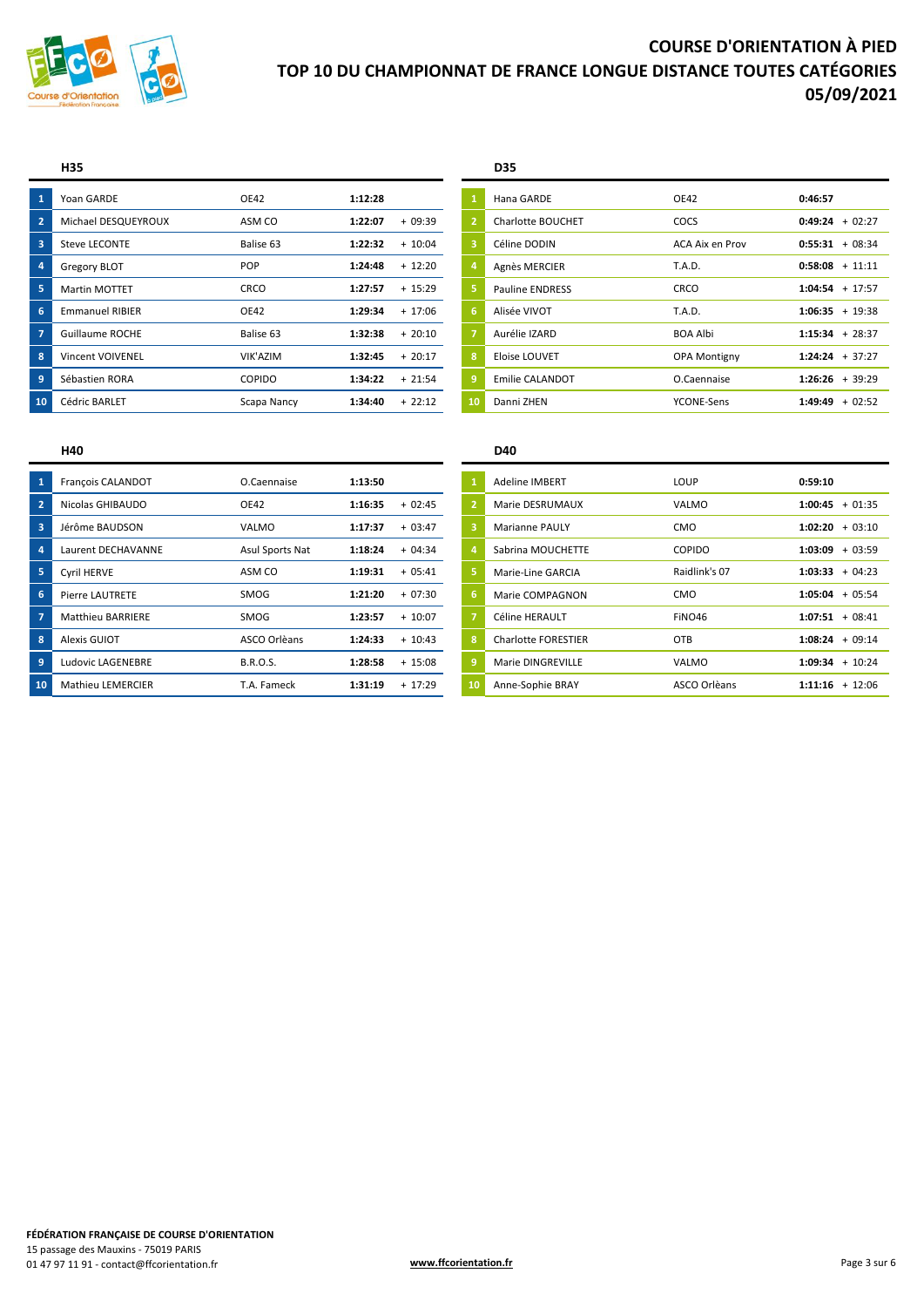# COURSE D'ORIENTATION À PIED
# TOP 10 DU CHAMPIONNAT DE FRANCE LONGUE DISTANCE TOUTES CATÉGORIES
# 05/09/2021

### H35

| | Nom | Club | Temps | Écart |
|---|---|---|---|---|
| 1 | Yoan GARDE | OE42 | **1:12:28** | |
| 2 | Michael DESQUEYROUX | ASM CO | **1:22:07** | + 09:39 |
| 3 | Steve LECONTE | Balise 63 | **1:22:32** | + 10:04 |
| 4 | Gregory BLOT | POP | **1:24:48** | + 12:20 |
| 5 | Martin MOTTET | CRCO | **1:27:57** | + 15:29 |
| 6 | Emmanuel RIBIER | OE42 | **1:29:34** | + 17:06 |
| 7 | Guillaume ROCHE | Balise 63 | **1:32:38** | + 20:10 |
| 8 | Vincent VOIVENEL | VIK'AZIM | **1:32:45** | + 20:17 |
| 9 | Sébastien RORA | COPIDO | **1:34:22** | + 21:54 |
| 10 | Cédric BARLET | Scapa Nancy | **1:34:40** | + 22:12 |

### D35

| | Nom | Club | Temps | Écart |
|---|---|---|---|---|
| 1 | Hana GARDE | OE42 | **0:46:57** | |
| 2 | Charlotte BOUCHET | COCS | **0:49:24** | + 02:27 |
| 3 | Céline DODIN | ACA Aix en Prov | **0:55:31** | + 08:34 |
| 4 | Agnès MERCIER | T.A.D. | **0:58:08** | + 11:11 |
| 5 | Pauline ENDRESS | CRCO | **1:04:54** | + 17:57 |
| 6 | Alisée VIVOT | T.A.D. | **1:06:35** | + 19:38 |
| 7 | Aurélie IZARD | BOA Albi | **1:15:34** | + 28:37 |
| 8 | Eloise LOUVET | OPA Montigny | **1:24:24** | + 37:27 |
| 9 | Emilie CALANDOT | O.Caennaise | **1:26:26** | + 39:29 |
| 10 | Danni ZHEN | YCONE-Sens | **1:49:49** | + 02:52 |

### H40

| | Nom | Club | Temps | Écart |
|---|---|---|---|---|
| 1 | François CALANDOT | O.Caennaise | **1:13:50** | |
| 2 | Nicolas GHIBAUDO | OE42 | **1:16:35** | + 02:45 |
| 3 | Jérôme BAUDSON | VALMO | **1:17:37** | + 03:47 |
| 4 | Laurent DECHAVANNE | Asul Sports Nat | **1:18:24** | + 04:34 |
| 5 | Cyril HERVE | ASM CO | **1:19:31** | + 05:41 |
| 6 | Pierre LAUTRETE | SMOG | **1:21:20** | + 07:30 |
| 7 | Matthieu BARRIERE | SMOG | **1:23:57** | + 10:07 |
| 8 | Alexis GUIOT | ASCO Orlèans | **1:24:33** | + 10:43 |
| 9 | Ludovic LAGENEBRE | B.R.O.S. | **1:28:58** | + 15:08 |
| 10 | Mathieu LEMERCIER | T.A. Fameck | **1:31:19** | + 17:29 |

### D40

| | Nom | Club | Temps | Écart |
|---|---|---|---|---|
| 1 | Adeline IMBERT | LOUP | **0:59:10** | |
| 2 | Marie DESRUMAUX | VALMO | **1:00:45** | + 01:35 |
| 3 | Marianne PAULY | CMO | **1:02:20** | + 03:10 |
| 4 | Sabrina MOUCHETTE | COPIDO | **1:03:09** | + 03:59 |
| 5 | Marie-Line GARCIA | Raidlink's 07 | **1:03:33** | + 04:23 |
| 6 | Marie COMPAGNON | CMO | **1:05:04** | + 05:54 |
| 7 | Céline HERAULT | FiNO46 | **1:07:51** | + 08:41 |
| 8 | Charlotte FORESTIER | OTB | **1:08:24** | + 09:14 |
| 9 | Marie DINGREVILLE | VALMO | **1:09:34** | + 10:24 |
| 10 | Anne-Sophie BRAY | ASCO Orlèans | **1:11:16** | + 12:06 |

**FÉDÉRATION FRANÇAISE DE COURSE D'ORIENTATION**
15 passage des Mauxins - 75019 PARIS
01 47 97 11 91 - contact@ffcorientation.fr

www.ffcorientation.fr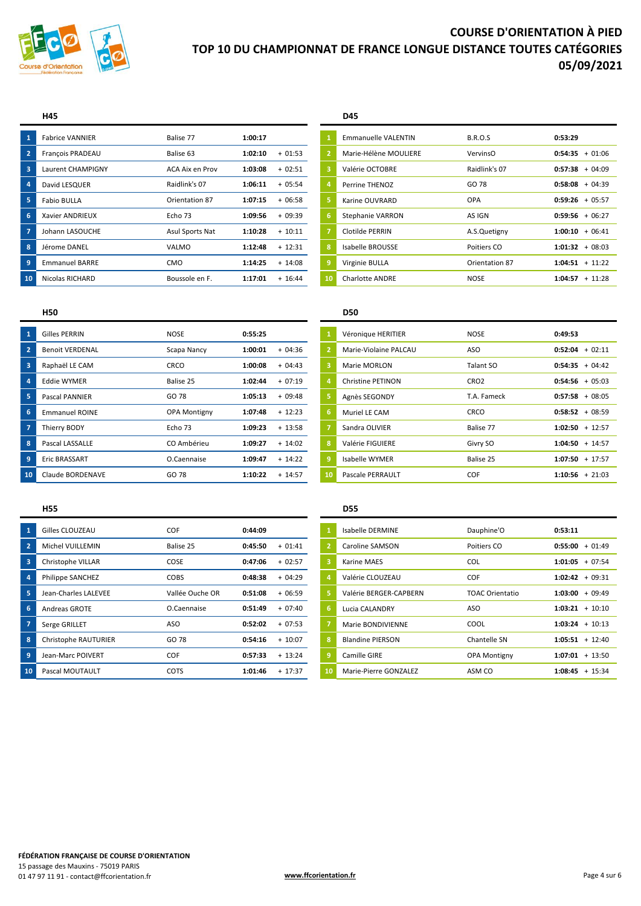# COURSE D'ORIENTATION À PIED
# TOP 10 DU CHAMPIONNAT DE FRANCE LONGUE DISTANCE TOUTES CATÉGORIES
# 05/09/2021

### H45

| | Nom | Club | Temps | Écart |
|---|---|---|---|---|
| 1 | Fabrice VANNIER | Balise 77 | **1:00:17** | |
| 2 | François PRADEAU | Balise 63 | **1:02:10** | + 01:53 |
| 3 | Laurent CHAMPIGNY | ACA Aix en Prov | **1:03:08** | + 02:51 |
| 4 | David LESQUER | Raidlink's 07 | **1:06:11** | + 05:54 |
| 5 | Fabio BULLA | Orientation 87 | **1:07:15** | + 06:58 |
| 6 | Xavier ANDRIEUX | Echo 73 | **1:09:56** | + 09:39 |
| 7 | Johann LASOUCHE | Asul Sports Nat | **1:10:28** | + 10:11 |
| 8 | Jérome DANEL | VALMO | **1:12:48** | + 12:31 |
| 9 | Emmanuel BARRE | CMO | **1:14:25** | + 14:08 |
| 10 | Nicolas RICHARD | Boussole en F. | **1:17:01** | + 16:44 |

### D45

| | Nom | Club | Temps | Écart |
|---|---|---|---|---|
| 1 | Emmanuelle VALENTIN | B.R.O.S | **0:53:29** | |
| 2 | Marie-Hélène MOULIERE | VervinsO | **0:54:35** | + 01:06 |
| 3 | Valérie OCTOBRE | Raidlink's 07 | **0:57:38** | + 04:09 |
| 4 | Perrine THENOZ | GO 78 | **0:58:08** | + 04:39 |
| 5 | Karine OUVRARD | OPA | **0:59:26** | + 05:57 |
| 6 | Stephanie VARRON | AS IGN | **0:59:56** | + 06:27 |
| 7 | Clotilde PERRIN | A.S.Quetigny | **1:00:10** | + 06:41 |
| 8 | Isabelle BROUSSE | Poitiers CO | **1:01:32** | + 08:03 |
| 9 | Virginie BULLA | Orientation 87 | **1:04:51** | + 11:22 |
| 10 | Charlotte ANDRE | NOSE | **1:04:57** | + 11:28 |

### H50

| | Nom | Club | Temps | Écart |
|---|---|---|---|---|
| 1 | Gilles PERRIN | NOSE | **0:55:25** | |
| 2 | Benoit VERDENAL | Scapa Nancy | **1:00:01** | + 04:36 |
| 3 | Raphaël LE CAM | CRCO | **1:00:08** | + 04:43 |
| 4 | Eddie WYMER | Balise 25 | **1:02:44** | + 07:19 |
| 5 | Pascal PANNIER | GO 78 | **1:05:13** | + 09:48 |
| 6 | Emmanuel ROINE | OPA Montigny | **1:07:48** | + 12:23 |
| 7 | Thierry BODY | Echo 73 | **1:09:23** | + 13:58 |
| 8 | Pascal LASSALLE | CO Ambérieu | **1:09:27** | + 14:02 |
| 9 | Eric BRASSART | O.Caennaise | **1:09:47** | + 14:22 |
| 10 | Claude BORDENAVE | GO 78 | **1:10:22** | + 14:57 |

### D50

| | Nom | Club | Temps | Écart |
|---|---|---|---|---|
| 1 | Véronique HERITIER | NOSE | **0:49:53** | |
| 2 | Marie-Violaine PALCAU | ASO | **0:52:04** | + 02:11 |
| 3 | Marie MORLON | Talant SO | **0:54:35** | + 04:42 |
| 4 | Christine PETINON | CRO2 | **0:54:56** | + 05:03 |
| 5 | Agnès SEGONDY | T.A. Fameck | **0:57:58** | + 08:05 |
| 6 | Muriel LE CAM | CRCO | **0:58:52** | + 08:59 |
| 7 | Sandra OLIVIER | Balise 77 | **1:02:50** | + 12:57 |
| 8 | Valérie FIGUIERE | Givry SO | **1:04:50** | + 14:57 |
| 9 | Isabelle WYMER | Balise 25 | **1:07:50** | + 17:57 |
| 10 | Pascale PERRAULT | COF | **1:10:56** | + 21:03 |

### H55

| | Nom | Club | Temps | Écart |
|---|---|---|---|---|
| 1 | Gilles CLOUZEAU | COF | **0:44:09** | |
| 2 | Michel VUILLEMIN | Balise 25 | **0:45:50** | + 01:41 |
| 3 | Christophe VILLAR | COSE | **0:47:06** | + 02:57 |
| 4 | Philippe SANCHEZ | COBS | **0:48:38** | + 04:29 |
| 5 | Jean-Charles LALEVEE | Vallée Ouche OR | **0:51:08** | + 06:59 |
| 6 | Andreas GROTE | O.Caennaise | **0:51:49** | + 07:40 |
| 7 | Serge GRILLET | ASO | **0:52:02** | + 07:53 |
| 8 | Christophe RAUTURIER | GO 78 | **0:54:16** | + 10:07 |
| 9 | Jean-Marc POIVERT | COF | **0:57:33** | + 13:24 |
| 10 | Pascal MOUTAULT | COTS | **1:01:46** | + 17:37 |

### D55

| | Nom | Club | Temps | Écart |
|---|---|---|---|---|
| 1 | Isabelle DERMINE | Dauphine'O | **0:53:11** | |
| 2 | Caroline SAMSON | Poitiers CO | **0:55:00** | + 01:49 |
| 3 | Karine MAES | COL | **1:01:05** | + 07:54 |
| 4 | Valérie CLOUZEAU | COF | **1:02:42** | + 09:31 |
| 5 | Valérie BERGER-CAPBERN | TOAC Orientatio | **1:03:00** | + 09:49 |
| 6 | Lucia CALANDRY | ASO | **1:03:21** | + 10:10 |
| 7 | Marie BONDIVIENNE | COOL | **1:03:24** | + 10:13 |
| 8 | Blandine PIERSON | Chantelle SN | **1:05:51** | + 12:40 |
| 9 | Camille GIRE | OPA Montigny | **1:07:01** | + 13:50 |
| 10 | Marie-Pierre GONZALEZ | ASM CO | **1:08:45** | + 15:34 |

**FÉDÉRATION FRANÇAISE DE COURSE D'ORIENTATION**
15 passage des Mauxins - 75019 PARIS
01 47 97 11 91 - contact@ffcorientation.fr

**www.ffcorientation.fr**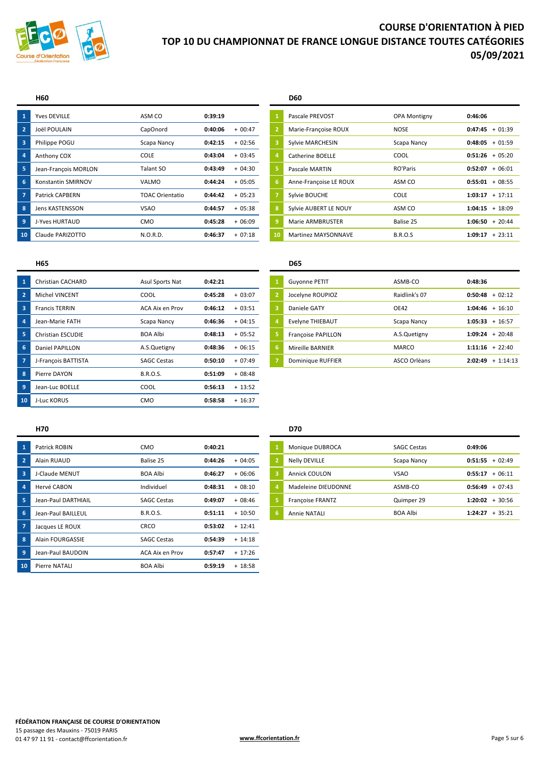# COURSE D'ORIENTATION À PIED
# TOP 10 DU CHAMPIONNAT DE FRANCE LONGUE DISTANCE TOUTES CATÉGORIES
# 05/09/2021

## H60

| | Nom | Club | Temps | Écart |
|---|---|---|---|---|
| 1 | Yves DEVILLE | ASM CO | **0:39:19** | |
| 2 | Joël POULAIN | CapOnord | **0:40:06** | + 00:47 |
| 3 | Philippe POGU | Scapa Nancy | **0:42:15** | + 02:56 |
| 4 | Anthony COX | COLE | **0:43:04** | + 03:45 |
| 5 | Jean-François MORLON | Talant SO | **0:43:49** | + 04:30 |
| 6 | Konstantin SMIRNOV | VALMO | **0:44:24** | + 05:05 |
| 7 | Patrick CAPBERN | TOAC Orientatio | **0:44:42** | + 05:23 |
| 8 | Jens KASTENSSON | VSAO | **0:44:57** | + 05:38 |
| 9 | J-Yves HURTAUD | CMO | **0:45:28** | + 06:09 |
| 10 | Claude PARIZOTTO | N.O.R.D. | **0:46:37** | + 07:18 |

## D60

| | Nom | Club | Temps | Écart |
|---|---|---|---|---|
| 1 | Pascale PREVOST | OPA Montigny | **0:46:06** | |
| 2 | Marie-Françoise ROUX | NOSE | **0:47:45** | + 01:39 |
| 3 | Sylvie MARCHESIN | Scapa Nancy | **0:48:05** | + 01:59 |
| 4 | Catherine BOELLE | COOL | **0:51:26** | + 05:20 |
| 5 | Pascale MARTIN | RO'Paris | **0:52:07** | + 06:01 |
| 6 | Anne-Françoise LE ROUX | ASM CO | **0:55:01** | + 08:55 |
| 7 | Sylvie BOUCHE | COLE | **1:03:17** | + 17:11 |
| 8 | Sylvie AUBERT LE NOUY | ASM CO | **1:04:15** | + 18:09 |
| 9 | Marie ARMBRUSTER | Balise 25 | **1:06:50** | + 20:44 |
| 10 | Martinez MAYSONNAVE | B.R.O.S | **1:09:17** | + 23:11 |

## H65

| | Nom | Club | Temps | Écart |
|---|---|---|---|---|
| 1 | Christian CACHARD | Asul Sports Nat | **0:42:21** | |
| 2 | Michel VINCENT | COOL | **0:45:28** | + 03:07 |
| 3 | Francis TERRIN | ACA Aix en Prov | **0:46:12** | + 03:51 |
| 4 | Jean-Marie FATH | Scapa Nancy | **0:46:36** | + 04:15 |
| 5 | Christian ESCUDIE | BOA Albi | **0:48:13** | + 05:52 |
| 6 | Daniel PAPILLON | A.S.Quetigny | **0:48:36** | + 06:15 |
| 7 | J-François BATTISTA | SAGC Cestas | **0:50:10** | + 07:49 |
| 8 | Pierre DAYON | B.R.O.S. | **0:51:09** | + 08:48 |
| 9 | Jean-Luc BOELLE | COOL | **0:56:13** | + 13:52 |
| 10 | J-Luc KORUS | CMO | **0:58:58** | + 16:37 |

## D65

| | Nom | Club | Temps | Écart |
|---|---|---|---|---|
| 1 | Guyonne PETIT | ASMB-CO | **0:48:36** | |
| 2 | Jocelyne ROUPIOZ | Raidlink's 07 | **0:50:48** | + 02:12 |
| 3 | Daniele GATY | OE42 | **1:04:46** | + 16:10 |
| 4 | Evelyne THIEBAUT | Scapa Nancy | **1:05:33** | + 16:57 |
| 5 | Françoise PAPILLON | A.S.Quetigny | **1:09:24** | + 20:48 |
| 6 | Mireille BARNIER | MARCO | **1:11:16** | + 22:40 |
| 7 | Dominique RUFFIER | ASCO Orlèans | **2:02:49** | + 1:14:13 |

## H70

| | Nom | Club | Temps | Écart |
|---|---|---|---|---|
| 1 | Patrick ROBIN | CMO | **0:40:21** | |
| 2 | Alain RUAUD | Balise 25 | **0:44:26** | + 04:05 |
| 3 | J-Claude MENUT | BOA Albi | **0:46:27** | + 06:06 |
| 4 | Hervé CABON | Individuel | **0:48:31** | + 08:10 |
| 5 | Jean-Paul DARTHIAIL | SAGC Cestas | **0:49:07** | + 08:46 |
| 6 | Jean-Paul BAILLEUL | B.R.O.S. | **0:51:11** | + 10:50 |
| 7 | Jacques LE ROUX | CRCO | **0:53:02** | + 12:41 |
| 8 | Alain FOURGASSIE | SAGC Cestas | **0:54:39** | + 14:18 |
| 9 | Jean-Paul BAUDOIN | ACA Aix en Prov | **0:57:47** | + 17:26 |
| 10 | Pierre NATALI | BOA Albi | **0:59:19** | + 18:58 |

## D70

| | Nom | Club | Temps | Écart |
|---|---|---|---|---|
| 1 | Monique DUBROCA | SAGC Cestas | **0:49:06** | |
| 2 | Nelly DEVILLE | Scapa Nancy | **0:51:55** | + 02:49 |
| 3 | Annick COULON | VSAO | **0:55:17** | + 06:11 |
| 4 | Madeleine DIEUDONNE | ASMB-CO | **0:56:49** | + 07:43 |
| 5 | Françoise FRANTZ | Quimper 29 | **1:20:02** | + 30:56 |
| 6 | Annie NATALI | BOA Albi | **1:24:27** | + 35:21 |

**FÉDÉRATION FRANÇAISE DE COURSE D'ORIENTATION**
15 passage des Mauxins - 75019 PARIS
01 47 97 11 91 - contact@ffcorientation.fr

**www.ffcorientation.fr**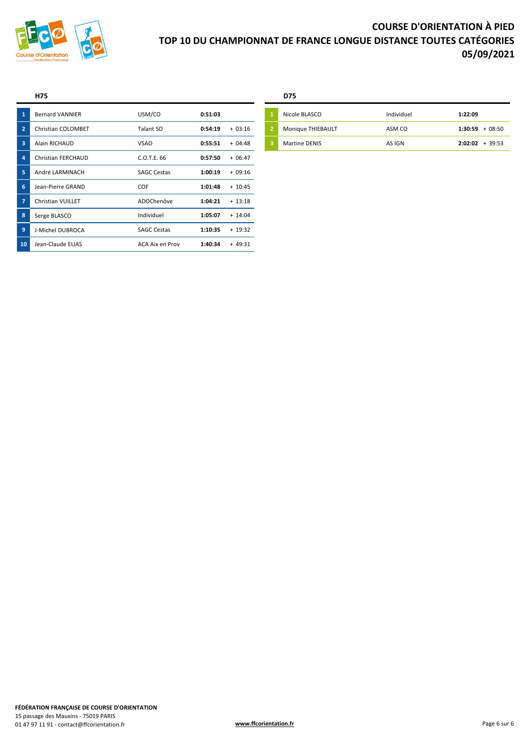# COURSE D'ORIENTATION À PIED
## TOP 10 DU CHAMPIONNAT DE FRANCE LONGUE DISTANCE TOUTES CATÉGORIES
## 05/09/2021

### H75

| | | | | |
|---|---|---|---|---|
| 1 | Bernard VANNIER | USM/CO | **0:51:03** | |
| 2 | Christian COLOMBET | Talant SO | **0:54:19** | + 03:16 |
| 3 | Alain RICHAUD | VSAO | **0:55:51** | + 04:48 |
| 4 | Christian FERCHAUD | C.O.T.E. 66 | **0:57:50** | + 06:47 |
| 5 | André LARMINACH | SAGC Cestas | **1:00:19** | + 09:16 |
| 6 | Jean-Pierre GRAND | COF | **1:01:48** | + 10:45 |
| 7 | Christian VUILLET | ADOChenôve | **1:04:21** | + 13:18 |
| 8 | Serge BLASCO | Individuel | **1:05:07** | + 14:04 |
| 9 | J-Michel DUBROCA | SAGC Cestas | **1:10:35** | + 19:32 |
| 10 | Jean-Claude ELIAS | ACA Aix en Prov | **1:40:34** | + 49:31 |

### D75

| | | | | |
|---|---|---|---|---|
| 1 | Nicole BLASCO | Individuel | **1:22:09** | |
| 2 | Monique THIEBAULT | ASM CO | **1:30:59** | + 08:50 |
| 3 | Martine DENIS | AS IGN | **2:02:02** | + 39:53 |

**FÉDÉRATION FRANÇAISE DE COURSE D'ORIENTATION**
15 passage des Mauxins - 75019 PARIS
01 47 97 11 91 - contact@ffcorientation.fr

**www.ffcorientation.fr**